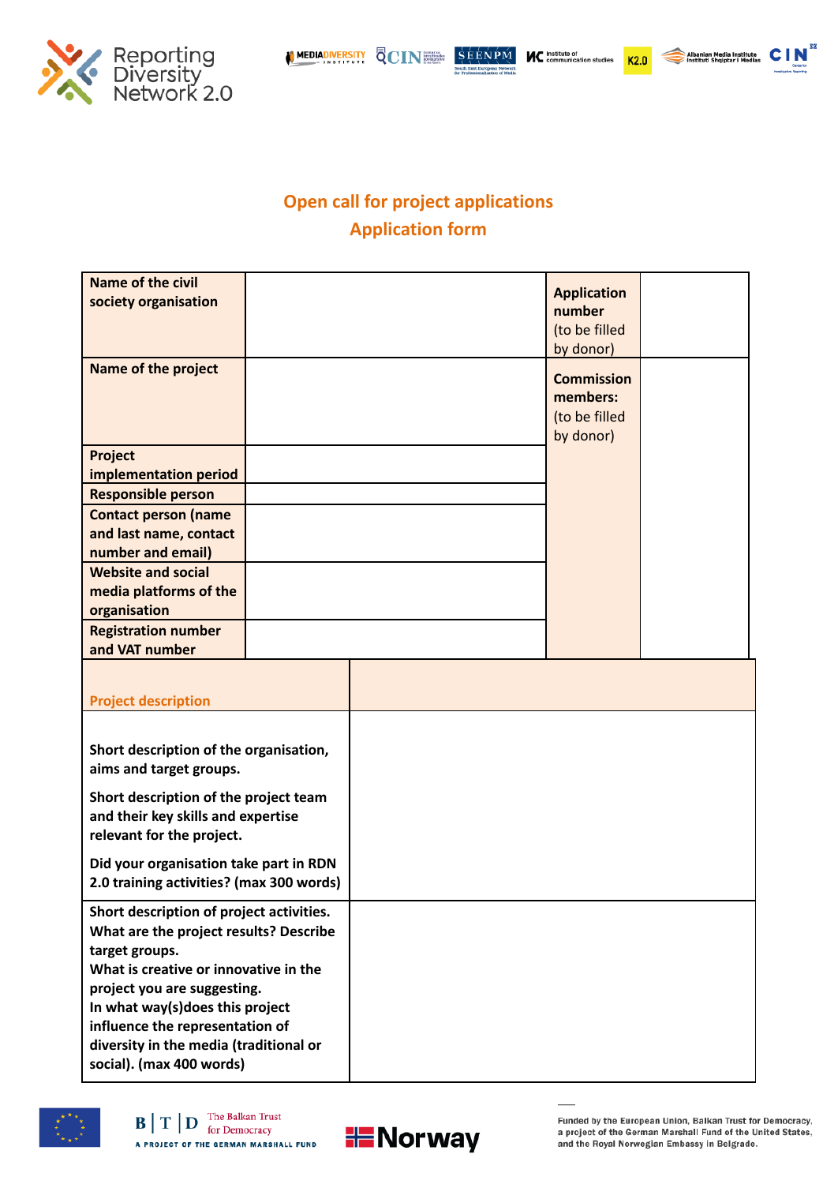Reporting Diversity Network 2.0

## Open call for project applications
## Application form

| **Name of the civil society organisation** | | **Application number** (to be filled by donor) | |
|---|---|---|---|
| **Name of the project** | | **Commission members:** (to be filled by donor) | |
| **Project implementation period** | | | |
| **Responsible person** | | | |
| **Contact person (name and last name, contact number and email)** | | | |
| **Website and social media platforms of the organisation** | | | |
| **Registration number and VAT number** | | | |

| **Project description** | |
|---|---|
| **Short description of the organisation, aims and target groups.**<br><br>**Short description of the project team and their key skills and expertise relevant for the project.**<br><br>**Did your organisation take part in RDN 2.0 training activities? (max 300 words)** | |
| **Short description of project activities. What are the project results? Describe target groups.**<br>**What is creative or innovative in the project you are suggesting.**<br>**In what way(s)does this project influence the representation of diversity in the media (traditional or social). (max 400 words)** | |

Funded by the European Union, Balkan Trust for Democracy, a project of the German Marshall Fund of the United States, and the Royal Norwegian Embassy in Belgrade.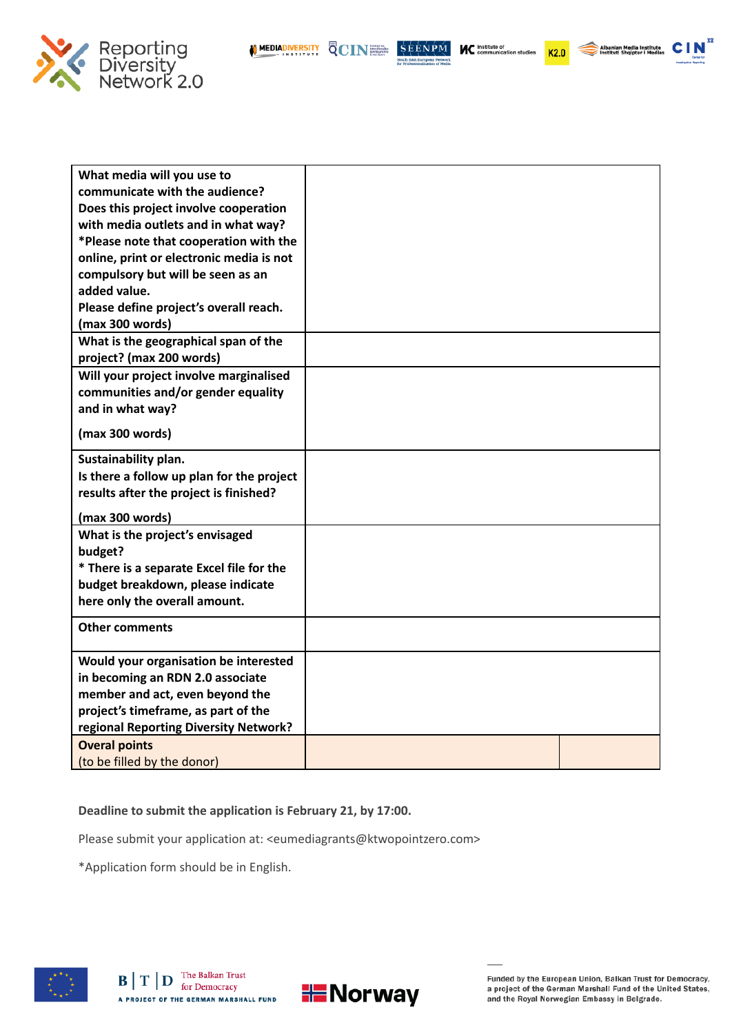| | | |
|---|---|---|
| **What media will you use to communicate with the audience? Does this project involve cooperation with media outlets and in what way?**<br>***Please note that cooperation with the online, print or electronic media is not compulsory but will be seen as an added value.**<br>**Please define project's overall reach. (max 300 words)** | | |
| **What is the geographical span of the project? (max 200 words)** | | |
| **Will your project involve marginalised communities and/or gender equality and in what way?**<br>**(max 300 words)** | | |
| **Sustainability plan.**<br>**Is there a follow up plan for the project results after the project is finished?**<br>**(max 300 words)** | | |
| **What is the project's envisaged budget?**<br>*** There is a separate Excel file for the budget breakdown, please indicate here only the overall amount.** | | |
| **Other comments** | | |
| **Would your organisation be interested in becoming an RDN 2.0 associate member and act, even beyond the project's timeframe, as part of the regional Reporting Diversity Network?** | | |
| **Overal points**<br>(to be filled by the donor) | | |

**Deadline to submit the application is February 21, by 17:00.**

Please submit your application at: <eumediagrants@ktwopointzero.com>

*Application form should be in English.

Funded by the European Union, Balkan Trust for Democracy, a project of the German Marshall Fund of the United States, and the Royal Norwegian Embassy in Belgrade.